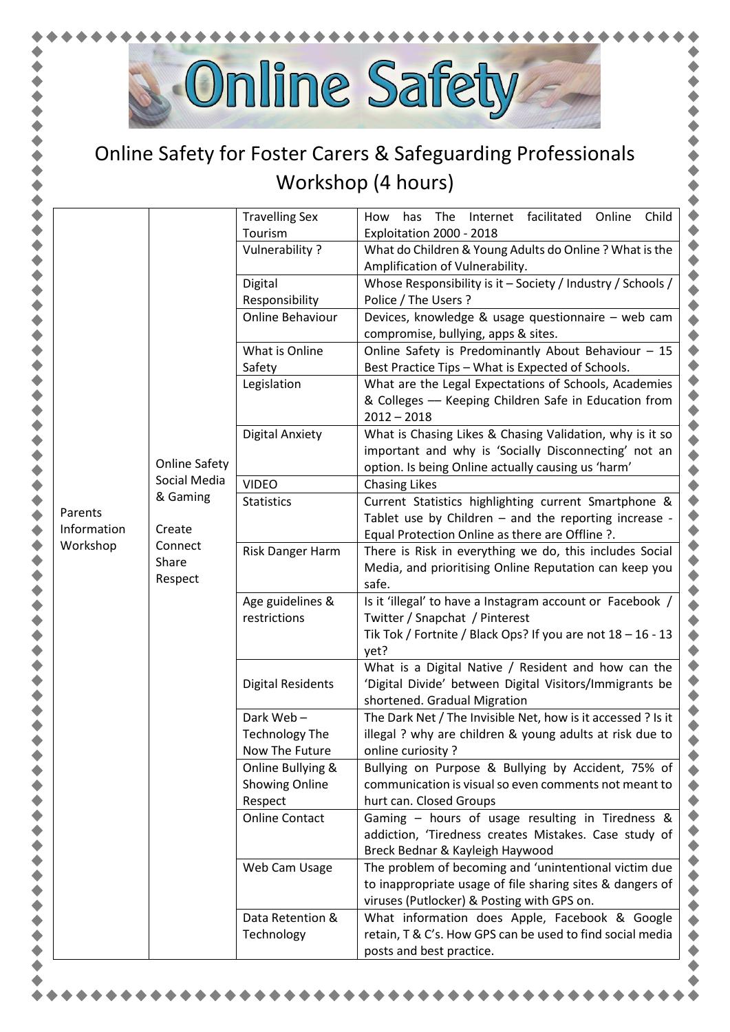# Online Safety

## Online Safety for Foster Carers & Safeguarding Professionals Workshop (4 hours)

| | | | |
|---|---|---|---|
| Parents Information Workshop | Online Safety Social Media & Gaming<br><br>Create Connect Share Respect | Travelling Sex Tourism | How has The Internet facilitated Online Child Exploitation 2000 - 2018 |
| | | Vulnerability ? | What do Children & Young Adults do Online ? What is the Amplification of Vulnerability. |
| | | Digital Responsibility | Whose Responsibility is it – Society / Industry / Schools / Police / The Users ? |
| | | Online Behaviour | Devices, knowledge & usage questionnaire – web cam compromise, bullying, apps & sites. |
| | | What is Online Safety | Online Safety is Predominantly About Behaviour – 15 Best Practice Tips – What is Expected of Schools. |
| | | Legislation | What are the Legal Expectations of Schools, Academies & Colleges –– Keeping Children Safe in Education from 2012 – 2018 |
| | | Digital Anxiety | What is Chasing Likes & Chasing Validation, why is it so important and why is 'Socially Disconnecting' not an option. Is being Online actually causing us 'harm' |
| | | VIDEO | Chasing Likes |
| | | Statistics | Current Statistics highlighting current Smartphone & Tablet use by Children – and the reporting increase - Equal Protection Online as there are Offline ?. |
| | | Risk Danger Harm | There is Risk in everything we do, this includes Social Media, and prioritising Online Reputation can keep you safe. |
| | | Age guidelines & restrictions | Is it 'illegal' to have a Instagram account or Facebook / Twitter / Snapchat / Pinterest<br>Tik Tok / Fortnite / Black Ops? If you are not 18 – 16 - 13 yet? |
| | | Digital Residents | What is a Digital Native / Resident and how can the 'Digital Divide' between Digital Visitors/Immigrants be shortened. Gradual Migration |
| | | Dark Web – Technology The Now The Future | The Dark Net / The Invisible Net, how is it accessed ? Is it illegal ? why are children & young adults at risk due to online curiosity ? |
| | | Online Bullying & Showing Online Respect | Bullying on Purpose & Bullying by Accident, 75% of communication is visual so even comments not meant to hurt can. Closed Groups |
| | | Online Contact | Gaming – hours of usage resulting in Tiredness & addiction, 'Tiredness creates Mistakes. Case study of Breck Bednar & Kayleigh Haywood |
| | | Web Cam Usage | The problem of becoming and 'unintentional victim due to inappropriate usage of file sharing sites & dangers of viruses (Putlocker) & Posting with GPS on. |
| | | Data Retention & Technology | What information does Apple, Facebook & Google retain, T & C's. How GPS can be used to find social media posts and best practice. |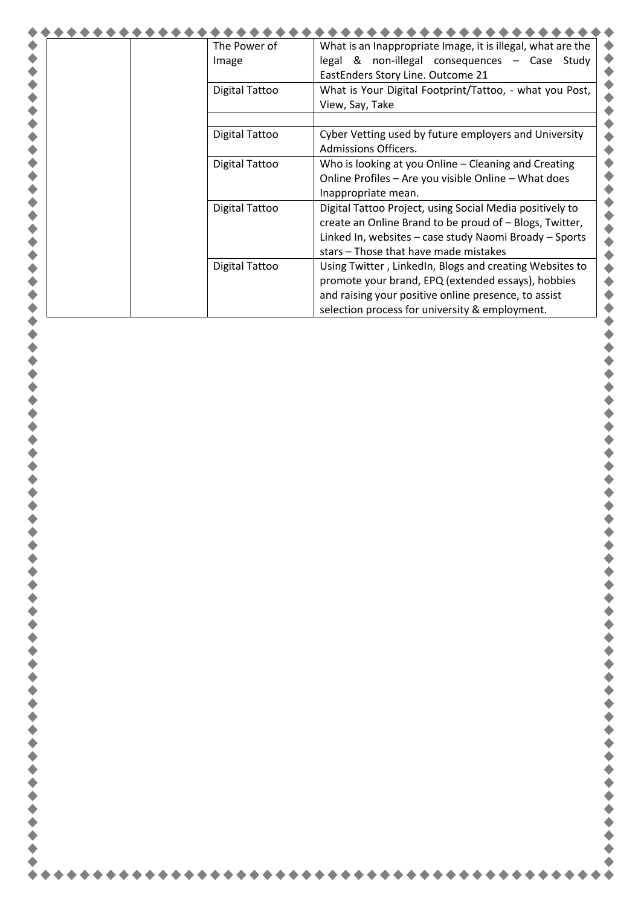| | | | |
|---|---|---|---|
| | | The Power of Image | What is an Inappropriate Image, it is illegal, what are the legal & non-illegal consequences – Case Study EastEnders Story Line. Outcome 21 |
| | | Digital Tattoo | What is Your Digital Footprint/Tattoo, - what you Post, View, Say, Take |
| | | | |
| | | Digital Tattoo | Cyber Vetting used by future employers and University Admissions Officers. |
| | | Digital Tattoo | Who is looking at you Online – Cleaning and Creating Online Profiles – Are you visible Online – What does Inappropriate mean. |
| | | Digital Tattoo | Digital Tattoo Project, using Social Media positively to create an Online Brand to be proud of – Blogs, Twitter, Linked In, websites – case study Naomi Broady – Sports stars – Those that have made mistakes |
| | | Digital Tattoo | Using Twitter , LinkedIn, Blogs and creating Websites to promote your brand, EPQ (extended essays), hobbies and raising your positive online presence, to assist selection process for university & employment. |